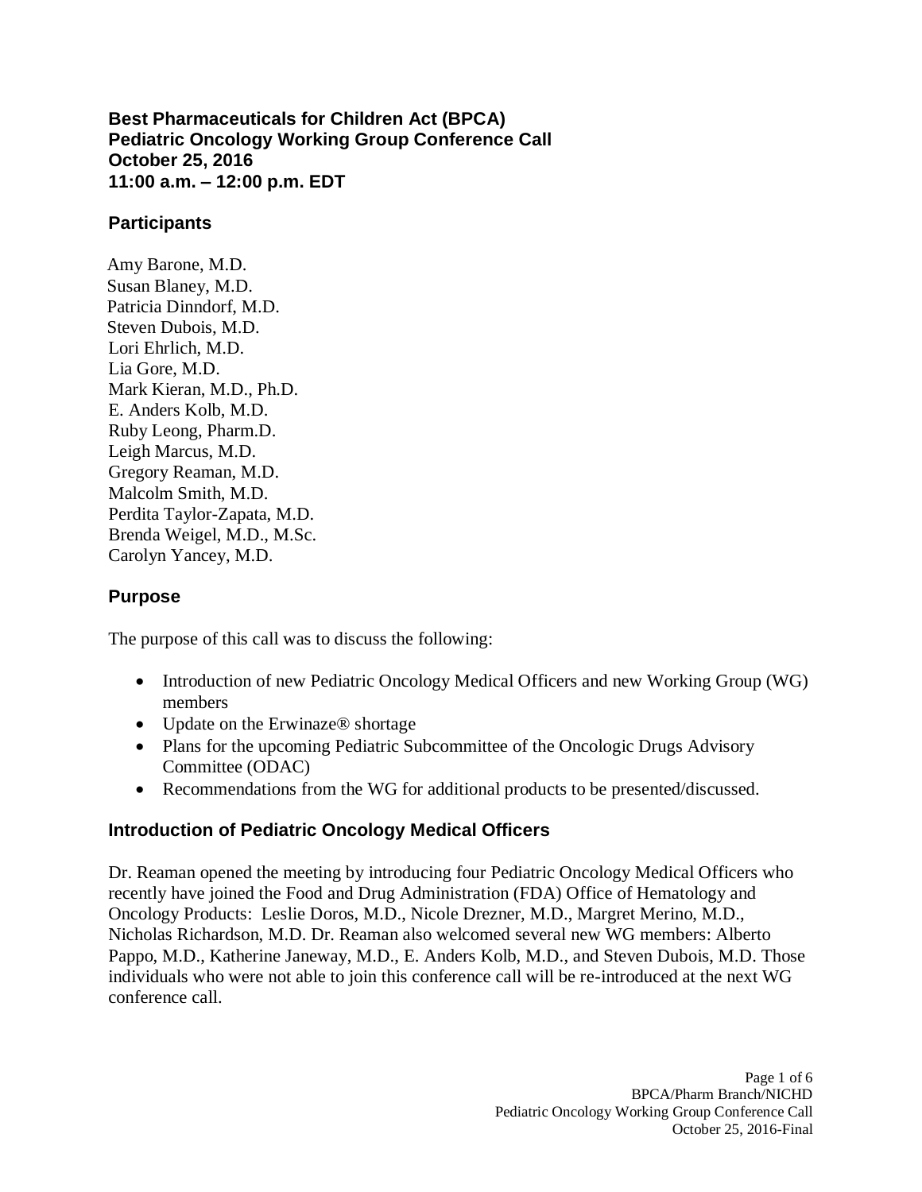**Best Pharmaceuticals for Children Act (BPCA)**
**Pediatric Oncology Working Group Conference Call**
**October 25, 2016**
**11:00 a.m. – 12:00 p.m. EDT**

## Participants

Amy Barone, M.D.
Susan Blaney, M.D.
Patricia Dinndorf, M.D.
Steven Dubois, M.D.
Lori Ehrlich, M.D.
Lia Gore, M.D.
Mark Kieran, M.D., Ph.D.
E. Anders Kolb, M.D.
Ruby Leong, Pharm.D.
Leigh Marcus, M.D.
Gregory Reaman, M.D.
Malcolm Smith, M.D.
Perdita Taylor-Zapata, M.D.
Brenda Weigel, M.D., M.Sc.
Carolyn Yancey, M.D.

## Purpose

The purpose of this call was to discuss the following:

- Introduction of new Pediatric Oncology Medical Officers and new Working Group (WG) members
- Update on the Erwinaze® shortage
- Plans for the upcoming Pediatric Subcommittee of the Oncologic Drugs Advisory Committee (ODAC)
- Recommendations from the WG for additional products to be presented/discussed.

## Introduction of Pediatric Oncology Medical Officers

Dr. Reaman opened the meeting by introducing four Pediatric Oncology Medical Officers who recently have joined the Food and Drug Administration (FDA) Office of Hematology and Oncology Products: Leslie Doros, M.D., Nicole Drezner, M.D., Margret Merino, M.D., Nicholas Richardson, M.D. Dr. Reaman also welcomed several new WG members: Alberto Pappo, M.D., Katherine Janeway, M.D., E. Anders Kolb, M.D., and Steven Dubois, M.D. Those individuals who were not able to join this conference call will be re-introduced at the next WG conference call.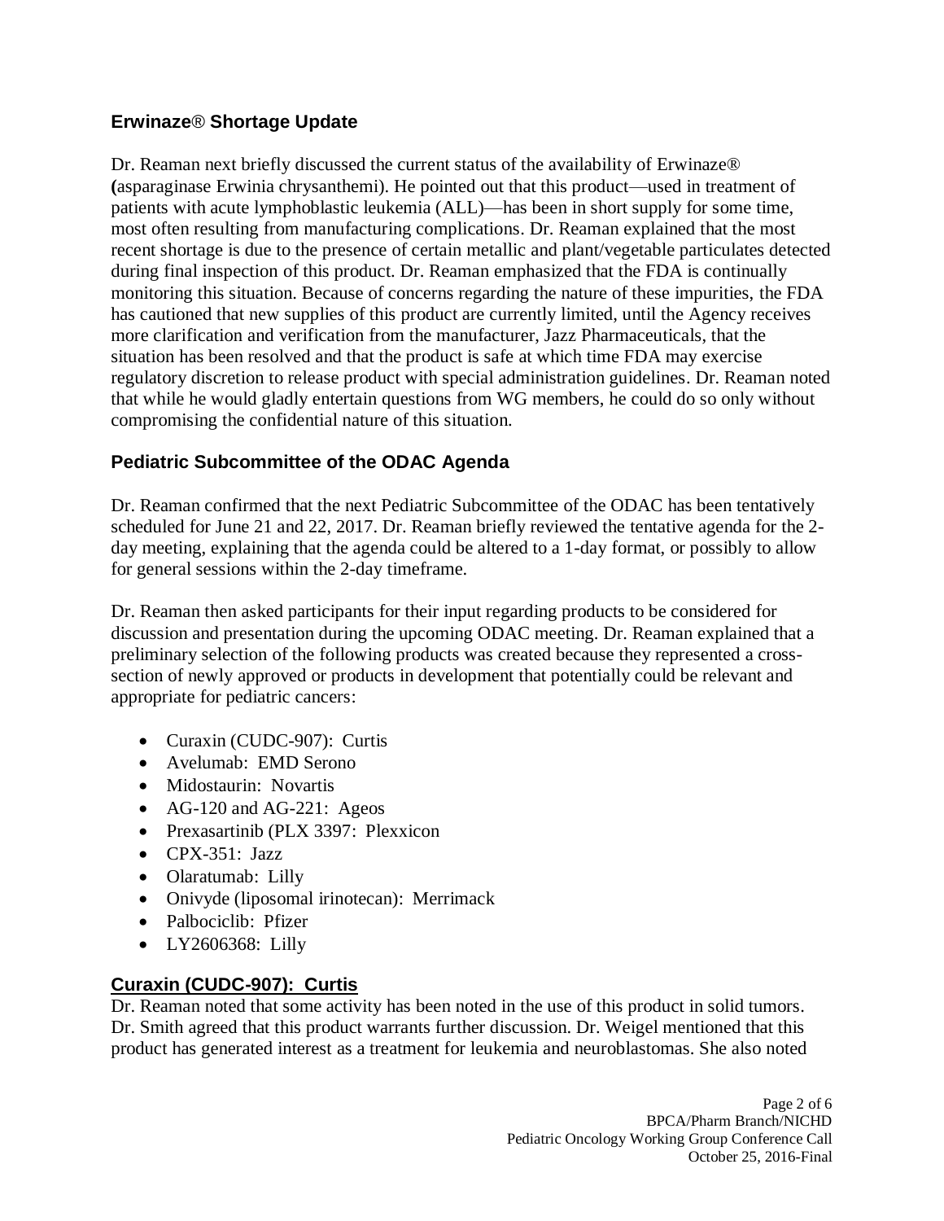### Erwinaze® Shortage Update

Dr. Reaman next briefly discussed the current status of the availability of Erwinaze® (asparaginase Erwinia chrysanthemi). He pointed out that this product—used in treatment of patients with acute lymphoblastic leukemia (ALL)—has been in short supply for some time, most often resulting from manufacturing complications. Dr. Reaman explained that the most recent shortage is due to the presence of certain metallic and plant/vegetable particulates detected during final inspection of this product. Dr. Reaman emphasized that the FDA is continually monitoring this situation. Because of concerns regarding the nature of these impurities, the FDA has cautioned that new supplies of this product are currently limited, until the Agency receives more clarification and verification from the manufacturer, Jazz Pharmaceuticals, that the situation has been resolved and that the product is safe at which time FDA may exercise regulatory discretion to release product with special administration guidelines. Dr. Reaman noted that while he would gladly entertain questions from WG members, he could do so only without compromising the confidential nature of this situation.

### Pediatric Subcommittee of the ODAC Agenda

Dr. Reaman confirmed that the next Pediatric Subcommittee of the ODAC has been tentatively scheduled for June 21 and 22, 2017. Dr. Reaman briefly reviewed the tentative agenda for the 2-day meeting, explaining that the agenda could be altered to a 1-day format, or possibly to allow for general sessions within the 2-day timeframe.

Dr. Reaman then asked participants for their input regarding products to be considered for discussion and presentation during the upcoming ODAC meeting. Dr. Reaman explained that a preliminary selection of the following products was created because they represented a cross-section of newly approved or products in development that potentially could be relevant and appropriate for pediatric cancers:

- Curaxin (CUDC-907): Curtis
- Avelumab: EMD Serono
- Midostaurin: Novartis
- AG-120 and AG-221: Ageos
- Prexasartinib (PLX 3397: Plexxicon
- CPX-351: Jazz
- Olaratumab: Lilly
- Onivyde (liposomal irinotecan): Merrimack
- Palbociclib: Pfizer
- LY2606368: Lilly

### Curaxin (CUDC-907): Curtis

Dr. Reaman noted that some activity has been noted in the use of this product in solid tumors. Dr. Smith agreed that this product warrants further discussion. Dr. Weigel mentioned that this product has generated interest as a treatment for leukemia and neuroblastomas. She also noted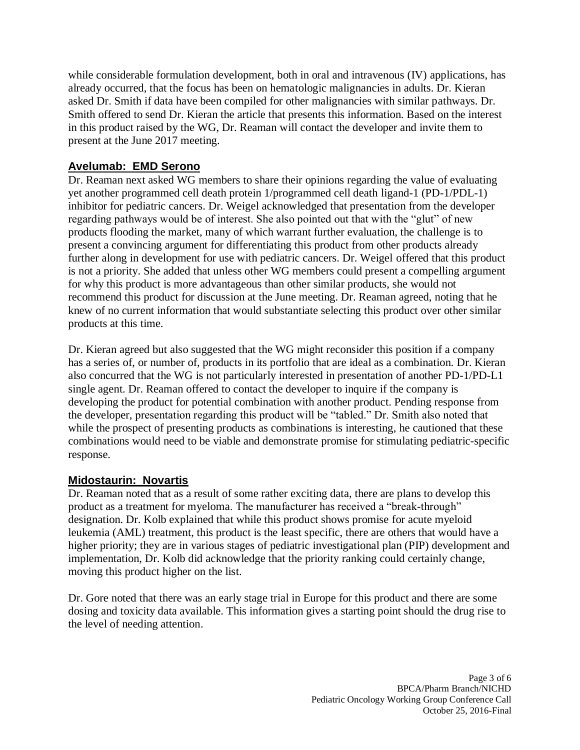while considerable formulation development, both in oral and intravenous (IV) applications, has already occurred, that the focus has been on hematologic malignancies in adults. Dr. Kieran asked Dr. Smith if data have been compiled for other malignancies with similar pathways. Dr. Smith offered to send Dr. Kieran the article that presents this information. Based on the interest in this product raised by the WG, Dr. Reaman will contact the developer and invite them to present at the June 2017 meeting.

## Avelumab: EMD Serono

Dr. Reaman next asked WG members to share their opinions regarding the value of evaluating yet another programmed cell death protein 1/programmed cell death ligand-1 (PD-1/PDL-1) inhibitor for pediatric cancers. Dr. Weigel acknowledged that presentation from the developer regarding pathways would be of interest. She also pointed out that with the "glut" of new products flooding the market, many of which warrant further evaluation, the challenge is to present a convincing argument for differentiating this product from other products already further along in development for use with pediatric cancers. Dr. Weigel offered that this product is not a priority. She added that unless other WG members could present a compelling argument for why this product is more advantageous than other similar products, she would not recommend this product for discussion at the June meeting. Dr. Reaman agreed, noting that he knew of no current information that would substantiate selecting this product over other similar products at this time.

Dr. Kieran agreed but also suggested that the WG might reconsider this position if a company has a series of, or number of, products in its portfolio that are ideal as a combination. Dr. Kieran also concurred that the WG is not particularly interested in presentation of another PD-1/PD-L1 single agent. Dr. Reaman offered to contact the developer to inquire if the company is developing the product for potential combination with another product. Pending response from the developer, presentation regarding this product will be "tabled." Dr. Smith also noted that while the prospect of presenting products as combinations is interesting, he cautioned that these combinations would need to be viable and demonstrate promise for stimulating pediatric-specific response.

## Midostaurin: Novartis

Dr. Reaman noted that as a result of some rather exciting data, there are plans to develop this product as a treatment for myeloma. The manufacturer has received a "break-through" designation. Dr. Kolb explained that while this product shows promise for acute myeloid leukemia (AML) treatment, this product is the least specific, there are others that would have a higher priority; they are in various stages of pediatric investigational plan (PIP) development and implementation, Dr. Kolb did acknowledge that the priority ranking could certainly change, moving this product higher on the list.

Dr. Gore noted that there was an early stage trial in Europe for this product and there are some dosing and toxicity data available. This information gives a starting point should the drug rise to the level of needing attention.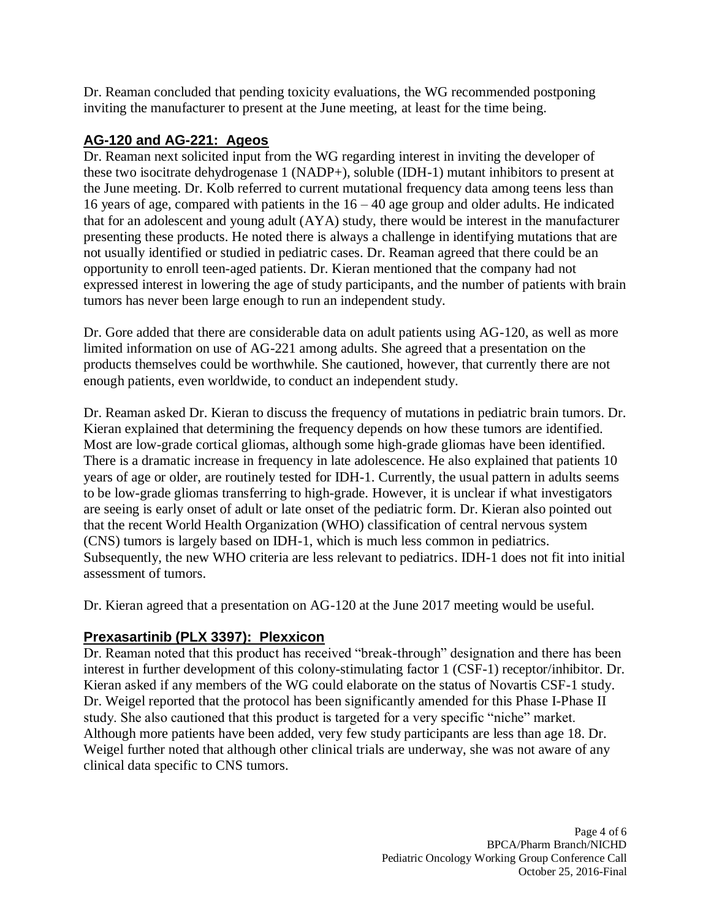Dr. Reaman concluded that pending toxicity evaluations, the WG recommended postponing inviting the manufacturer to present at the June meeting, at least for the time being.

## AG-120 and AG-221: Ageos

Dr. Reaman next solicited input from the WG regarding interest in inviting the developer of these two isocitrate dehydrogenase 1 (NADP+), soluble (IDH-1) mutant inhibitors to present at the June meeting. Dr. Kolb referred to current mutational frequency data among teens less than 16 years of age, compared with patients in the 16 – 40 age group and older adults. He indicated that for an adolescent and young adult (AYA) study, there would be interest in the manufacturer presenting these products. He noted there is always a challenge in identifying mutations that are not usually identified or studied in pediatric cases. Dr. Reaman agreed that there could be an opportunity to enroll teen-aged patients. Dr. Kieran mentioned that the company had not expressed interest in lowering the age of study participants, and the number of patients with brain tumors has never been large enough to run an independent study.

Dr. Gore added that there are considerable data on adult patients using AG-120, as well as more limited information on use of AG-221 among adults. She agreed that a presentation on the products themselves could be worthwhile. She cautioned, however, that currently there are not enough patients, even worldwide, to conduct an independent study.

Dr. Reaman asked Dr. Kieran to discuss the frequency of mutations in pediatric brain tumors. Dr. Kieran explained that determining the frequency depends on how these tumors are identified. Most are low-grade cortical gliomas, although some high-grade gliomas have been identified. There is a dramatic increase in frequency in late adolescence. He also explained that patients 10 years of age or older, are routinely tested for IDH-1. Currently, the usual pattern in adults seems to be low-grade gliomas transferring to high-grade. However, it is unclear if what investigators are seeing is early onset of adult or late onset of the pediatric form. Dr. Kieran also pointed out that the recent World Health Organization (WHO) classification of central nervous system (CNS) tumors is largely based on IDH-1, which is much less common in pediatrics. Subsequently, the new WHO criteria are less relevant to pediatrics. IDH-1 does not fit into initial assessment of tumors.

Dr. Kieran agreed that a presentation on AG-120 at the June 2017 meeting would be useful.

## Prexasartinib (PLX 3397): Plexxicon

Dr. Reaman noted that this product has received "break-through" designation and there has been interest in further development of this colony-stimulating factor 1 (CSF-1) receptor/inhibitor. Dr. Kieran asked if any members of the WG could elaborate on the status of Novartis CSF-1 study. Dr. Weigel reported that the protocol has been significantly amended for this Phase I-Phase II study. She also cautioned that this product is targeted for a very specific "niche" market. Although more patients have been added, very few study participants are less than age 18. Dr. Weigel further noted that although other clinical trials are underway, she was not aware of any clinical data specific to CNS tumors.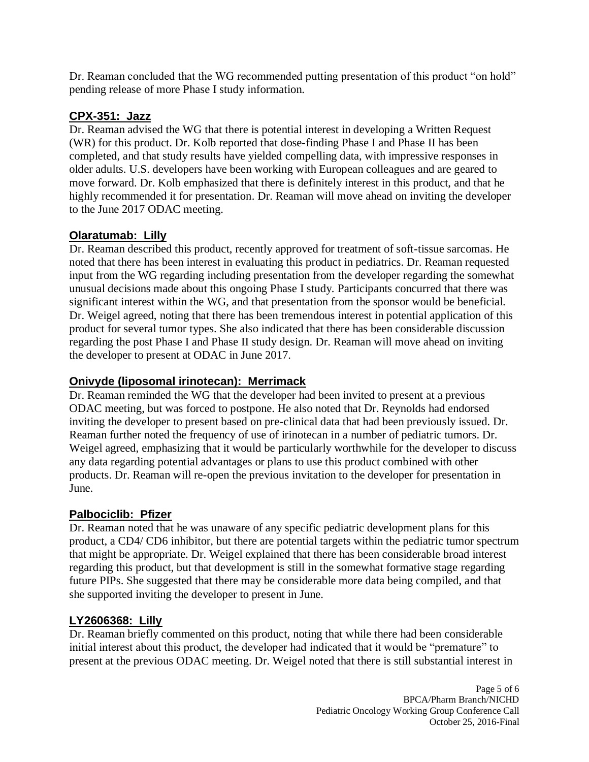Dr. Reaman concluded that the WG recommended putting presentation of this product "on hold" pending release of more Phase I study information.

### CPX-351: Jazz

Dr. Reaman advised the WG that there is potential interest in developing a Written Request (WR) for this product. Dr. Kolb reported that dose-finding Phase I and Phase II has been completed, and that study results have yielded compelling data, with impressive responses in older adults. U.S. developers have been working with European colleagues and are geared to move forward. Dr. Kolb emphasized that there is definitely interest in this product, and that he highly recommended it for presentation. Dr. Reaman will move ahead on inviting the developer to the June 2017 ODAC meeting.

### Olaratumab: Lilly

Dr. Reaman described this product, recently approved for treatment of soft-tissue sarcomas. He noted that there has been interest in evaluating this product in pediatrics. Dr. Reaman requested input from the WG regarding including presentation from the developer regarding the somewhat unusual decisions made about this ongoing Phase I study. Participants concurred that there was significant interest within the WG, and that presentation from the sponsor would be beneficial. Dr. Weigel agreed, noting that there has been tremendous interest in potential application of this product for several tumor types. She also indicated that there has been considerable discussion regarding the post Phase I and Phase II study design. Dr. Reaman will move ahead on inviting the developer to present at ODAC in June 2017.

### Onivyde (liposomal irinotecan): Merrimack

Dr. Reaman reminded the WG that the developer had been invited to present at a previous ODAC meeting, but was forced to postpone. He also noted that Dr. Reynolds had endorsed inviting the developer to present based on pre-clinical data that had been previously issued. Dr. Reaman further noted the frequency of use of irinotecan in a number of pediatric tumors. Dr. Weigel agreed, emphasizing that it would be particularly worthwhile for the developer to discuss any data regarding potential advantages or plans to use this product combined with other products. Dr. Reaman will re-open the previous invitation to the developer for presentation in June.

### Palbociclib: Pfizer

Dr. Reaman noted that he was unaware of any specific pediatric development plans for this product, a CD4/ CD6 inhibitor, but there are potential targets within the pediatric tumor spectrum that might be appropriate. Dr. Weigel explained that there has been considerable broad interest regarding this product, but that development is still in the somewhat formative stage regarding future PIPs. She suggested that there may be considerable more data being compiled, and that she supported inviting the developer to present in June.

### LY2606368: Lilly

Dr. Reaman briefly commented on this product, noting that while there had been considerable initial interest about this product, the developer had indicated that it would be "premature" to present at the previous ODAC meeting. Dr. Weigel noted that there is still substantial interest in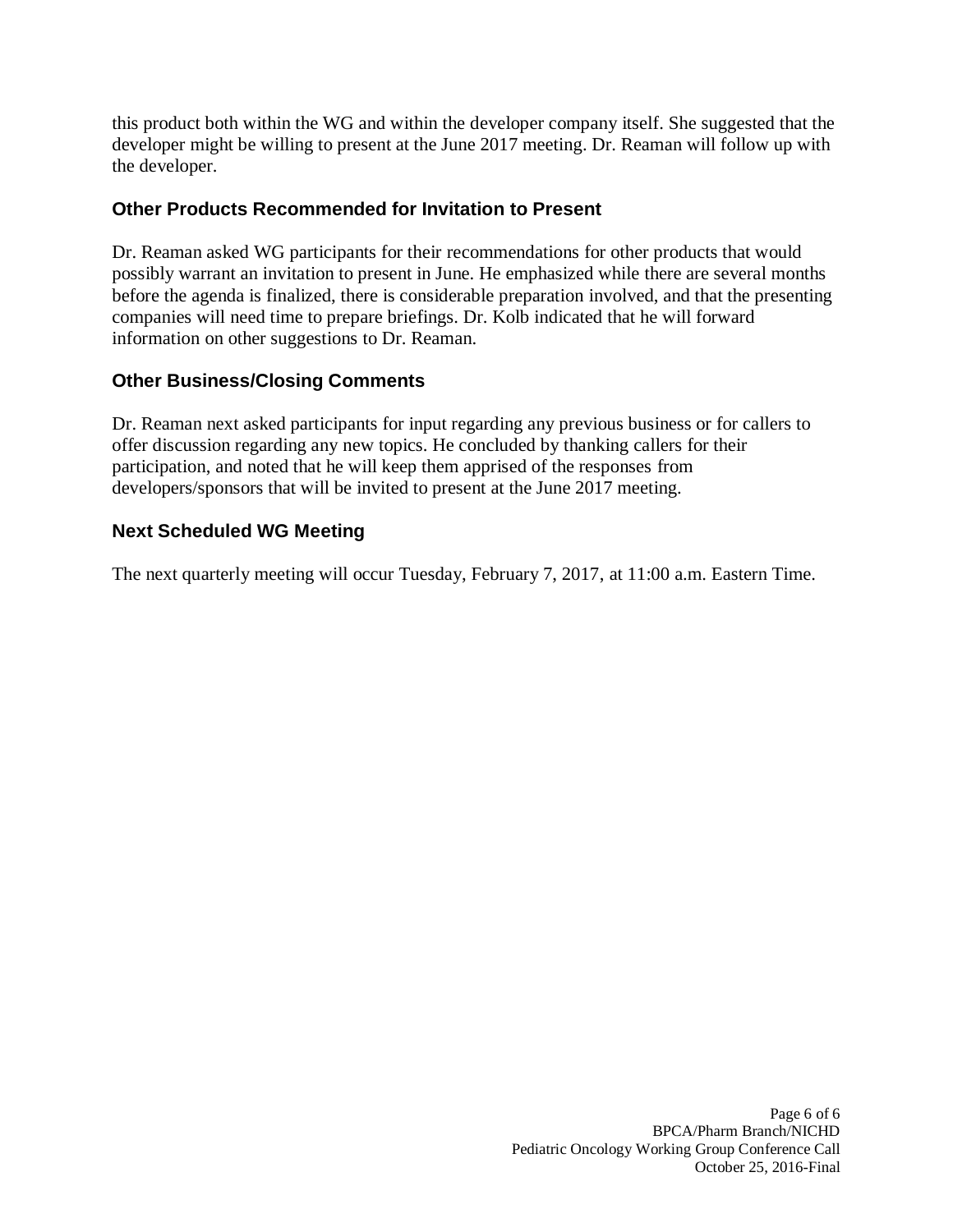this product both within the WG and within the developer company itself. She suggested that the developer might be willing to present at the June 2017 meeting. Dr. Reaman will follow up with the developer.

### Other Products Recommended for Invitation to Present

Dr. Reaman asked WG participants for their recommendations for other products that would possibly warrant an invitation to present in June. He emphasized while there are several months before the agenda is finalized, there is considerable preparation involved, and that the presenting companies will need time to prepare briefings. Dr. Kolb indicated that he will forward information on other suggestions to Dr. Reaman.

### Other Business/Closing Comments

Dr. Reaman next asked participants for input regarding any previous business or for callers to offer discussion regarding any new topics. He concluded by thanking callers for their participation, and noted that he will keep them apprised of the responses from developers/sponsors that will be invited to present at the June 2017 meeting.

### Next Scheduled WG Meeting

The next quarterly meeting will occur Tuesday, February 7, 2017, at 11:00 a.m. Eastern Time.